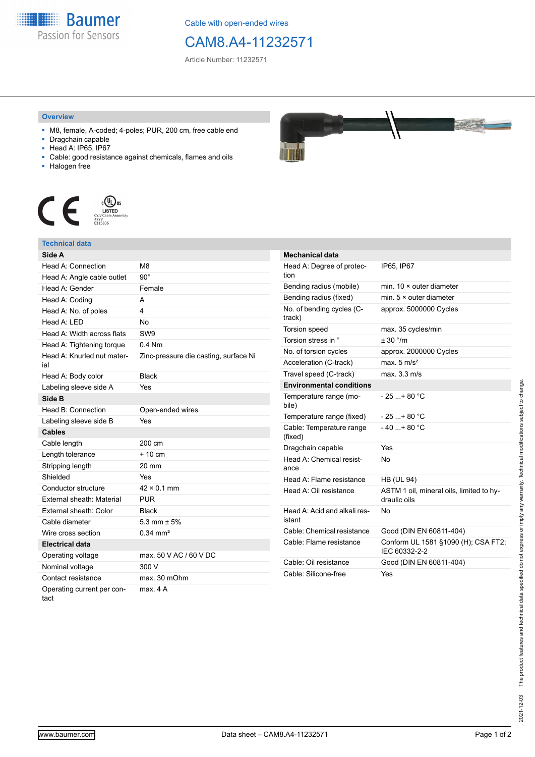Cable with open-ended wires

# CAM8.A4-11232571

Article Number: 11232571

## Overview

- M8, female, A-coded; 4-poles; PUR, 200 cm, free cable end
- Dragchain capable
- Head A: IP65, IP67
- Cable: good resistance against chemicals, flames and oils
- Halogen free

## Technical data

| Side A | |
|---|---|
| Head A: Connection | M8 |
| Head A: Angle cable outlet | 90° |
| Head A: Gender | Female |
| Head A: Coding | A |
| Head A: No. of poles | 4 |
| Head A: LED | No |
| Head A: Width across flats | SW9 |
| Head A: Tightening torque | 0.4 Nm |
| Head A: Knurled nut material | Zinc-pressure die casting, surface Ni |
| Head A: Body color | Black |
| Labeling sleeve side A | Yes |
| **Side B** | |
| Head B: Connection | Open-ended wires |
| Labeling sleeve side B | Yes |
| **Cables** | |
| Cable length | 200 cm |
| Length tolerance | + 10 cm |
| Stripping length | 20 mm |
| Shielded | Yes |
| Conductor structure | 42 × 0.1 mm |
| External sheath: Material | PUR |
| External sheath: Color | Black |
| Cable diameter | 5.3 mm ± 5% |
| Wire cross section | 0.34 mm² |
| **Electrical data** | |
| Operating voltage | max. 50 V AC / 60 V DC |
| Nominal voltage | 300 V |
| Contact resistance | max. 30 mOhm |
| Operating current per contact | max. 4 A |

| Mechanical data | |
|---|---|
| Head A: Degree of protection | IP65, IP67 |
| Bending radius (mobile) | min. 10 × outer diameter |
| Bending radius (fixed) | min. 5 × outer diameter |
| No. of bending cycles (C-track) | approx. 5000000 Cycles |
| Torsion speed | max. 35 cycles/min |
| Torsion stress in ° | ± 30 °/m |
| No. of torsion cycles | approx. 2000000 Cycles |
| Acceleration (C-track) | max. 5 m/s² |
| Travel speed (C-track) | max. 3.3 m/s |
| **Environmental conditions** | |
| Temperature range (mobile) | - 25 ...+ 80 °C |
| Temperature range (fixed) | - 25 ...+ 80 °C |
| Cable: Temperature range (fixed) | - 40 ...+ 80 °C |
| Dragchain capable | Yes |
| Head A: Chemical resistance | No |
| Head A: Flame resistance | HB (UL 94) |
| Head A: Oil resistance | ASTM 1 oil, mineral oils, limited to hydraulic oils |
| Head A: Acid and alkali resistant | No |
| Cable: Chemical resistance | Good (DIN EN 60811-404) |
| Cable: Flame resistance | Conform UL 1581 §1090 (H); CSA FT2; IEC 60332-2-2 |
| Cable: Oil resistance | Good (DIN EN 60811-404) |
| Cable: Silicone-free | Yes |

2021-12-03 The product features and technical data specified do not express or imply any warranty. Technical modifications subject to change.

www.baumer.com — Data sheet – CAM8.A4-11232571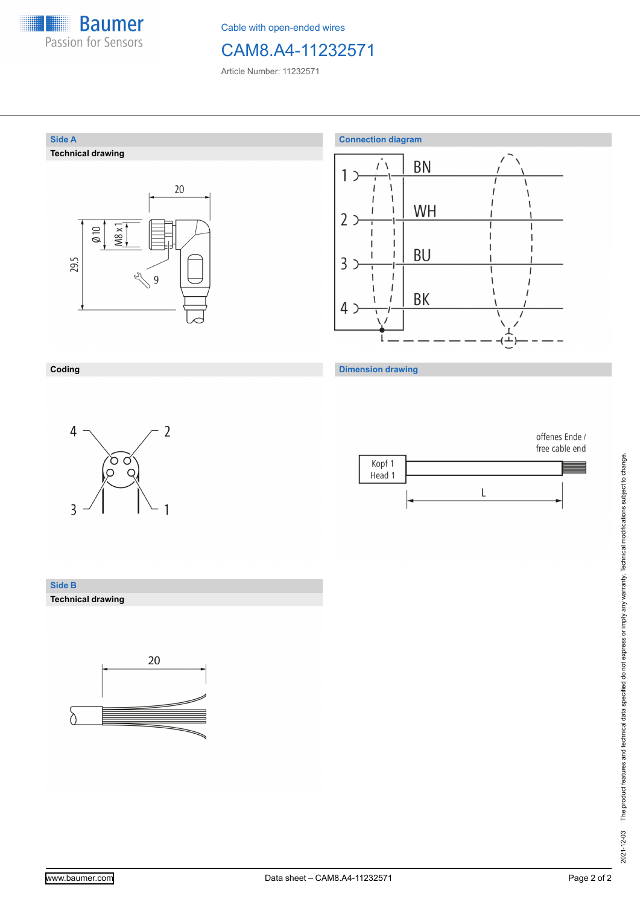Cable with open-ended wires

# CAM8.A4-11232571

Article Number: 11232571

## Side A

### Technical drawing

20

Ø 10

M8 x 1

29,5

9

## Connection diagram

1 BN

2 WH

3 BU

4 BK

## Coding

4 2

3 1

## Dimension drawing

offenes Ende / free cable end

Kopf 1
Head 1

L

## Side B

### Technical drawing

20

The product features and technical data specified do not express or imply any warranty. Technical modifications subject to change.

2021-12-03

www.baumer.com

Data sheet – CAM8.A4-11232571